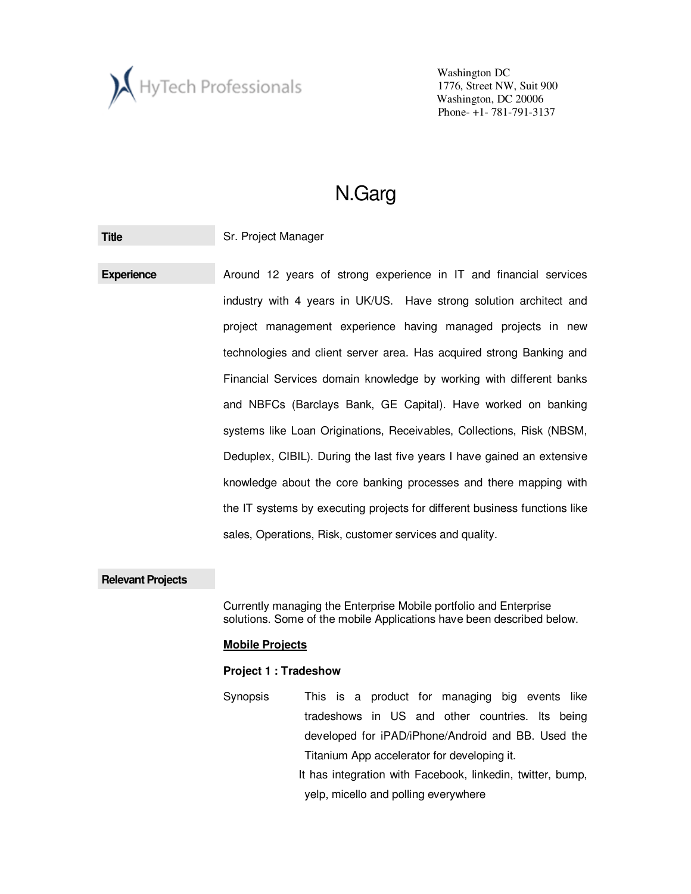HyTech Professionals

Washington DC
1776, Street NW, Suit 900
Washington, DC 20006
Phone- +1- 781-791-3137

# N.Garg

**Title** Sr. Project Manager

**Experience** Around 12 years of strong experience in IT and financial services industry with 4 years in UK/US. Have strong solution architect and project management experience having managed projects in new technologies and client server area. Has acquired strong Banking and Financial Services domain knowledge by working with different banks and NBFCs (Barclays Bank, GE Capital). Have worked on banking systems like Loan Originations, Receivables, Collections, Risk (NBSM, Deduplex, CIBIL). During the last five years I have gained an extensive knowledge about the core banking processes and there mapping with the IT systems by executing projects for different business functions like sales, Operations, Risk, customer services and quality.

**Relevant Projects**

Currently managing the Enterprise Mobile portfolio and Enterprise solutions. Some of the mobile Applications have been described below.

**<u>Mobile Projects</u>**

**Project 1 : Tradeshow**

Synopsis This is a product for managing big events like tradeshows in US and other countries. Its being developed for iPAD/iPhone/Android and BB. Used the Titanium App accelerator for developing it.

It has integration with Facebook, linkedin, twitter, bump, yelp, micello and polling everywhere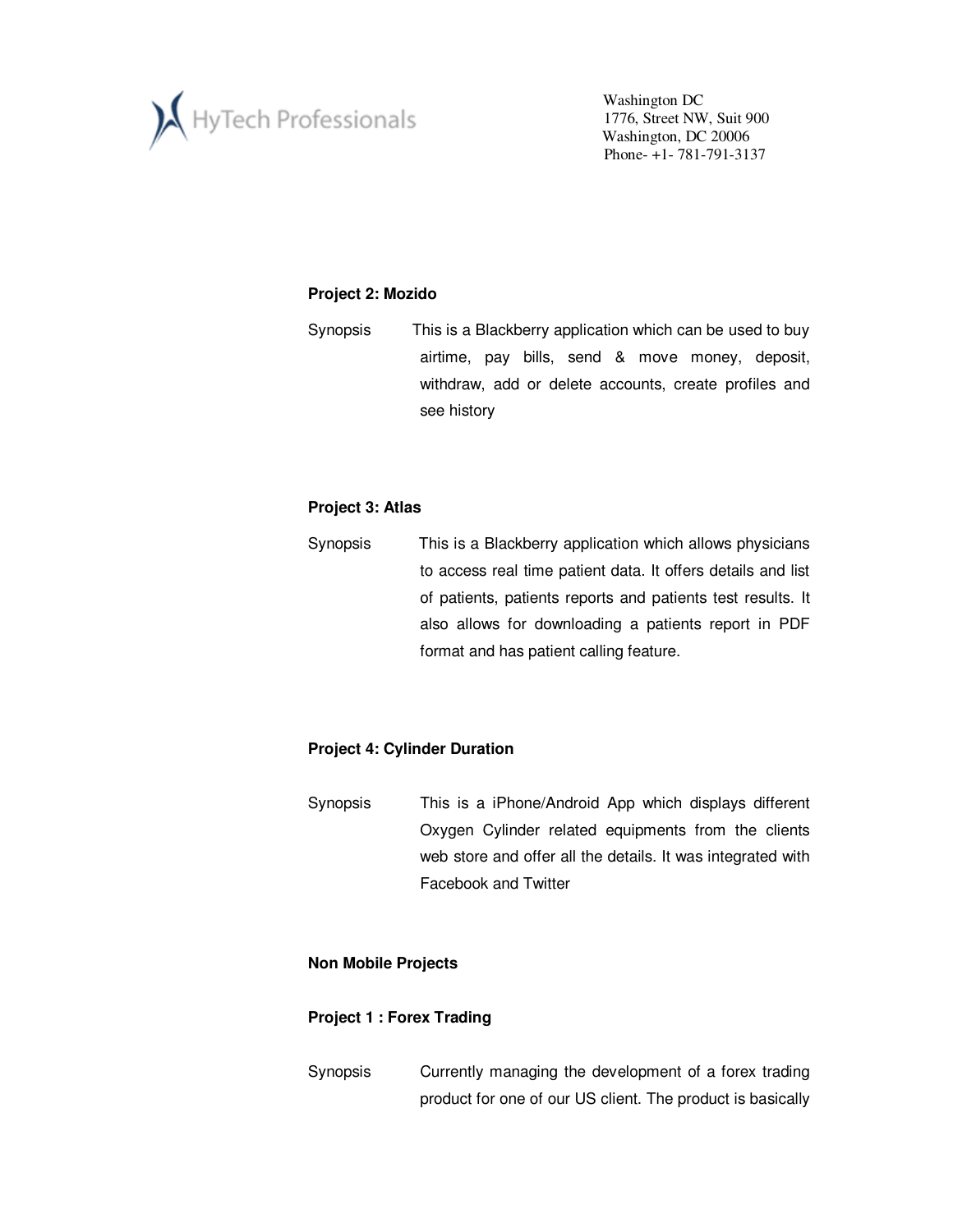**Project 2: Mozido**

Synopsis: This is a Blackberry application which can be used to buy airtime, pay bills, send & move money, deposit, withdraw, add or delete accounts, create profiles and see history

**Project 3: Atlas**

Synopsis: This is a Blackberry application which allows physicians to access real time patient data. It offers details and list of patients, patients reports and patients test results. It also allows for downloading a patients report in PDF format and has patient calling feature.

**Project 4: Cylinder Duration**

Synopsis: This is a iPhone/Android App which displays different Oxygen Cylinder related equipments from the clients web store and offer all the details. It was integrated with Facebook and Twitter

**Non Mobile Projects**

**Project 1 : Forex Trading**

Synopsis: Currently managing the development of a forex trading product for one of our US client. The product is basically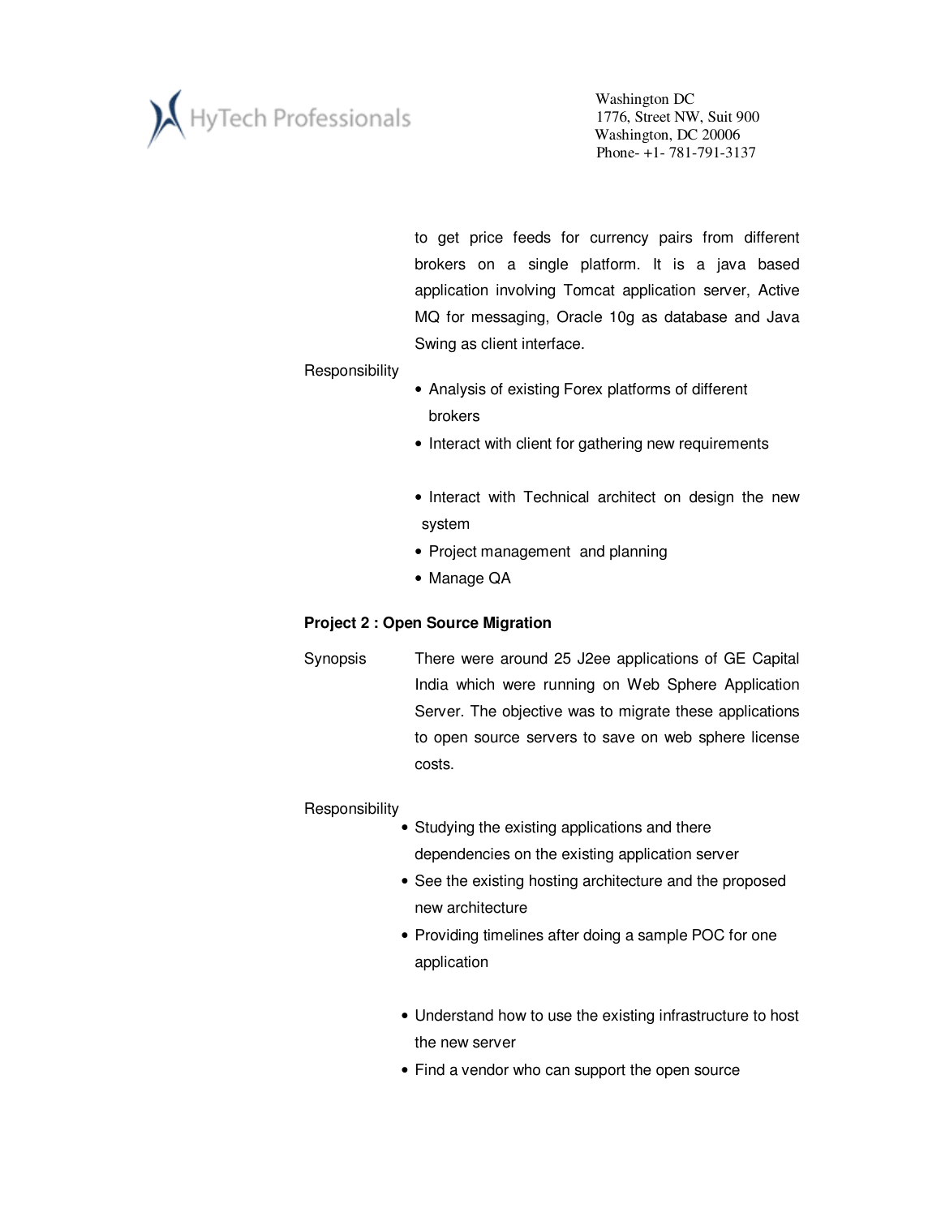to get price feeds for currency pairs from different brokers on a single platform. It is a java based application involving Tomcat application server, Active MQ for messaging, Oracle 10g as database and Java Swing as client interface.

Responsibility

- Analysis of existing Forex platforms of different brokers
- Interact with client for gathering new requirements
- Interact with Technical architect on design the new system
- Project management and planning
- Manage QA

**Project 2 : Open Source Migration**

Synopsis

There were around 25 J2ee applications of GE Capital India which were running on Web Sphere Application Server. The objective was to migrate these applications to open source servers to save on web sphere license costs.

Responsibility

- Studying the existing applications and there dependencies on the existing application server
- See the existing hosting architecture and the proposed new architecture
- Providing timelines after doing a sample POC for one application
- Understand how to use the existing infrastructure to host the new server
- Find a vendor who can support the open source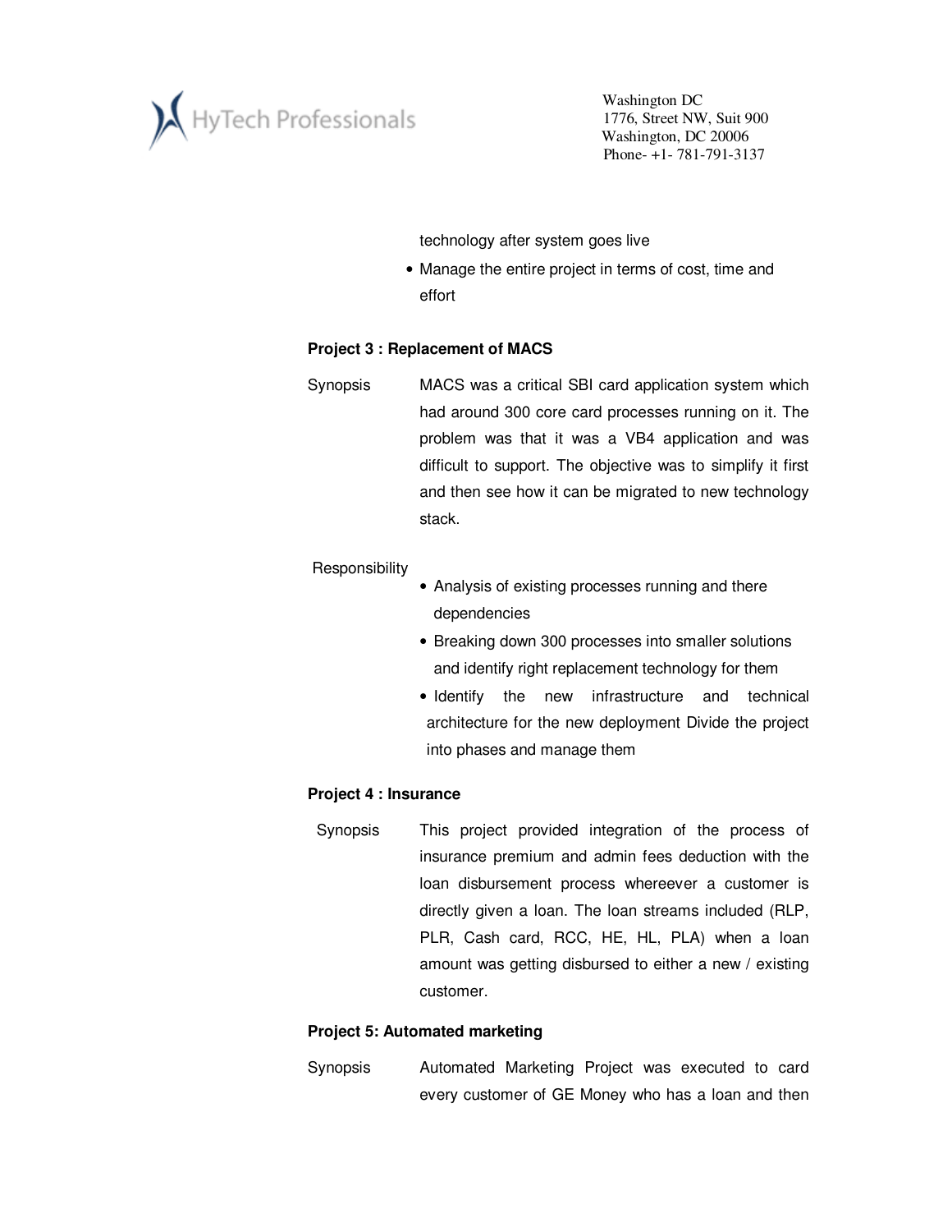technology after system goes live

- Manage the entire project in terms of cost, time and effort

**Project 3 : Replacement of MACS**

Synopsis MACS was a critical SBI card application system which had around 300 core card processes running on it. The problem was that it was a VB4 application and was difficult to support. The objective was to simplify it first and then see how it can be migrated to new technology stack.

Responsibility

- Analysis of existing processes running and there dependencies
- Breaking down 300 processes into smaller solutions and identify right replacement technology for them
- Identify the new infrastructure and technical architecture for the new deployment Divide the project into phases and manage them

**Project 4 : Insurance**

Synopsis This project provided integration of the process of insurance premium and admin fees deduction with the loan disbursement process whereever a customer is directly given a loan. The loan streams included (RLP, PLR, Cash card, RCC, HE, HL, PLA) when a loan amount was getting disbursed to either a new / existing customer.

**Project 5: Automated marketing**

Synopsis Automated Marketing Project was executed to card every customer of GE Money who has a loan and then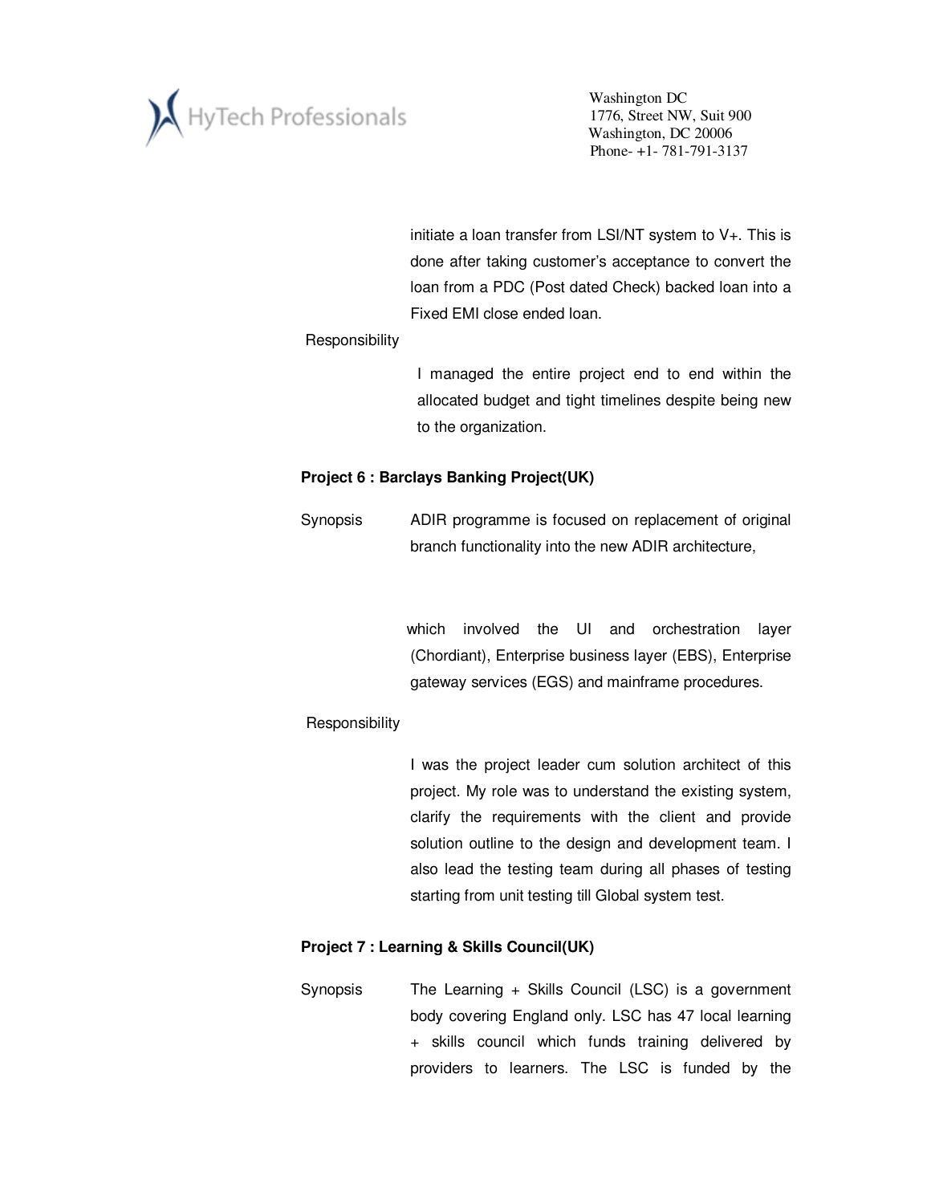initiate a loan transfer from LSI/NT system to V+. This is done after taking customer's acceptance to convert the loan from a PDC (Post dated Check) backed loan into a Fixed EMI close ended loan.

Responsibility

I managed the entire project end to end within the allocated budget and tight timelines despite being new to the organization.

**Project 6 : Barclays Banking Project(UK)**

Synopsis

ADIR programme is focused on replacement of original branch functionality into the new ADIR architecture, which involved the UI and orchestration layer (Chordiant), Enterprise business layer (EBS), Enterprise gateway services (EGS) and mainframe procedures.

Responsibility

I was the project leader cum solution architect of this project. My role was to understand the existing system, clarify the requirements with the client and provide solution outline to the design and development team. I also lead the testing team during all phases of testing starting from unit testing till Global system test.

**Project 7 : Learning & Skills Council(UK)**

Synopsis

The Learning + Skills Council (LSC) is a government body covering England only. LSC has 47 local learning + skills council which funds training delivered by providers to learners. The LSC is funded by the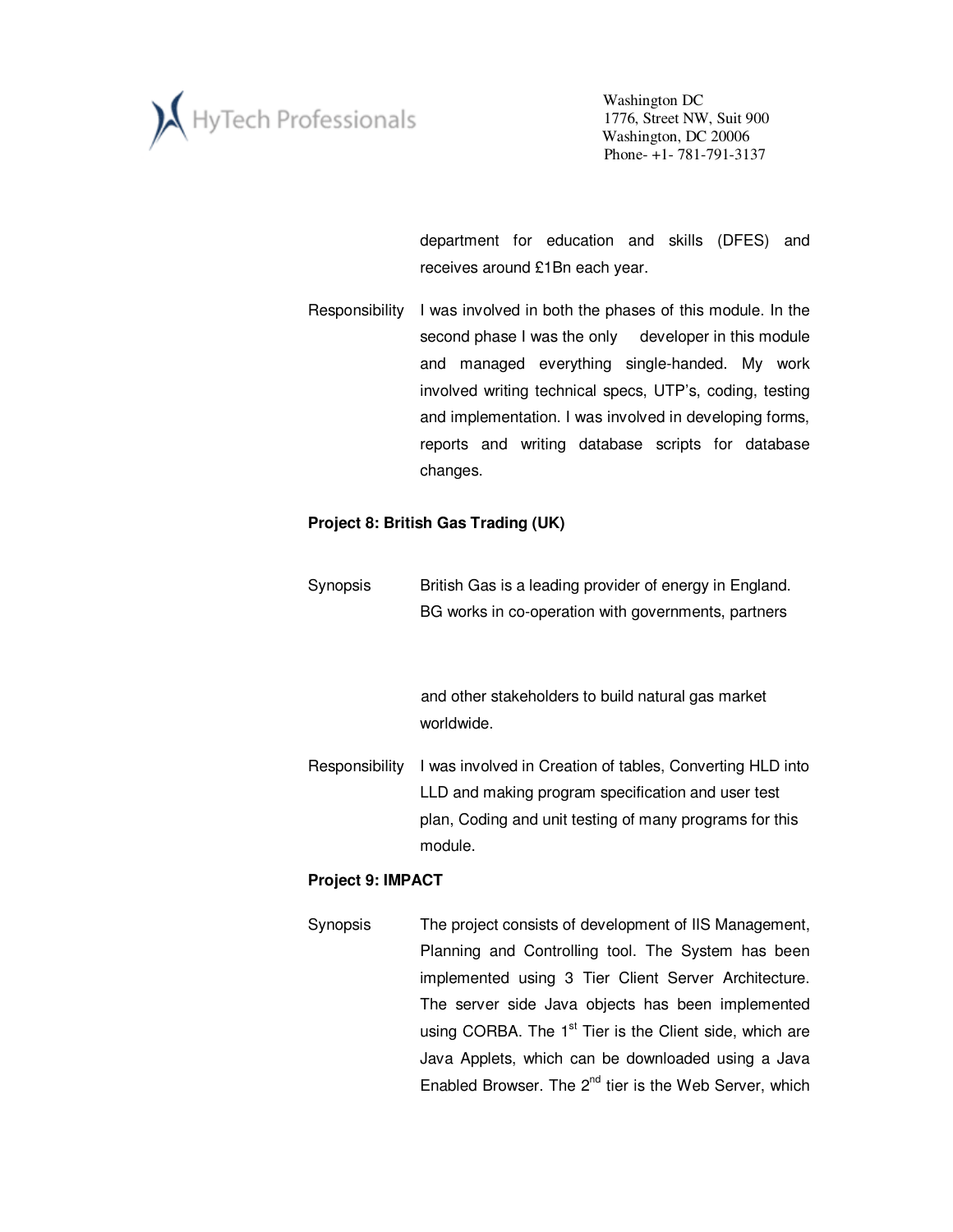department for education and skills (DFES) and receives around £1Bn each year.

Responsibility I was involved in both the phases of this module. In the second phase I was the only developer in this module and managed everything single-handed. My work involved writing technical specs, UTP's, coding, testing and implementation. I was involved in developing forms, reports and writing database scripts for database changes.

**Project 8: British Gas Trading (UK)**

Synopsis British Gas is a leading provider of energy in England. BG works in co-operation with governments, partners and other stakeholders to build natural gas market worldwide.

Responsibility I was involved in Creation of tables, Converting HLD into LLD and making program specification and user test plan, Coding and unit testing of many programs for this module.

**Project 9: IMPACT**

Synopsis The project consists of development of IIS Management, Planning and Controlling tool. The System has been implemented using 3 Tier Client Server Architecture. The server side Java objects has been implemented using CORBA. The 1st Tier is the Client side, which are Java Applets, which can be downloaded using a Java Enabled Browser. The 2nd tier is the Web Server, which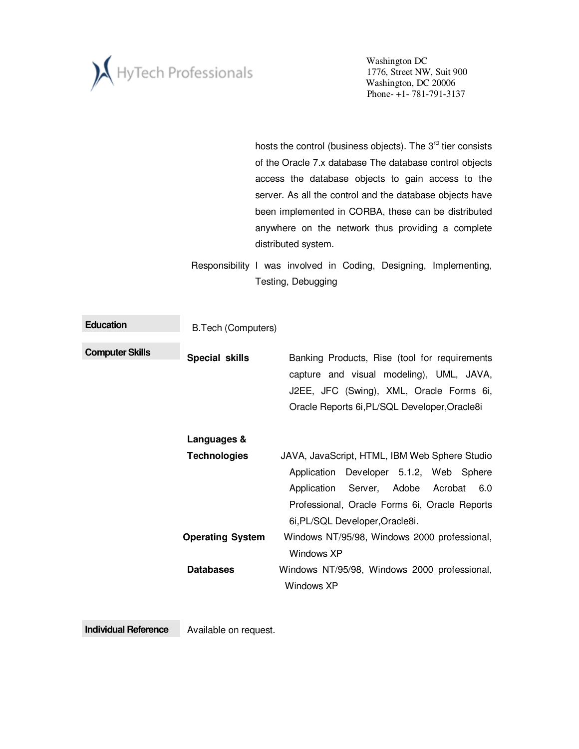hosts the control (business objects). The 3rd tier consists of the Oracle 7.x database The database control objects access the database objects to gain access to the server. As all the control and the database objects have been implemented in CORBA, these can be distributed anywhere on the network thus providing a complete distributed system.

Responsibility I was involved in Coding, Designing, Implementing, Testing, Debugging

**Education**

B.Tech (Computers)

**Computer Skills**

| | |
|---|---|
| **Special skills** | Banking Products, Rise (tool for requirements capture and visual modeling), UML, JAVA, J2EE, JFC (Swing), XML, Oracle Forms 6i, Oracle Reports 6i,PL/SQL Developer,Oracle8i |
| **Languages & Technologies** | JAVA, JavaScript, HTML, IBM Web Sphere Studio Application Developer 5.1.2, Web Sphere Application Server, Adobe Acrobat 6.0 Professional, Oracle Forms 6i, Oracle Reports 6i,PL/SQL Developer,Oracle8i. |
| **Operating System** | Windows NT/95/98, Windows 2000 professional, Windows XP |
| **Databases** | Windows NT/95/98, Windows 2000 professional, Windows XP |

**Individual Reference**

Available on request.